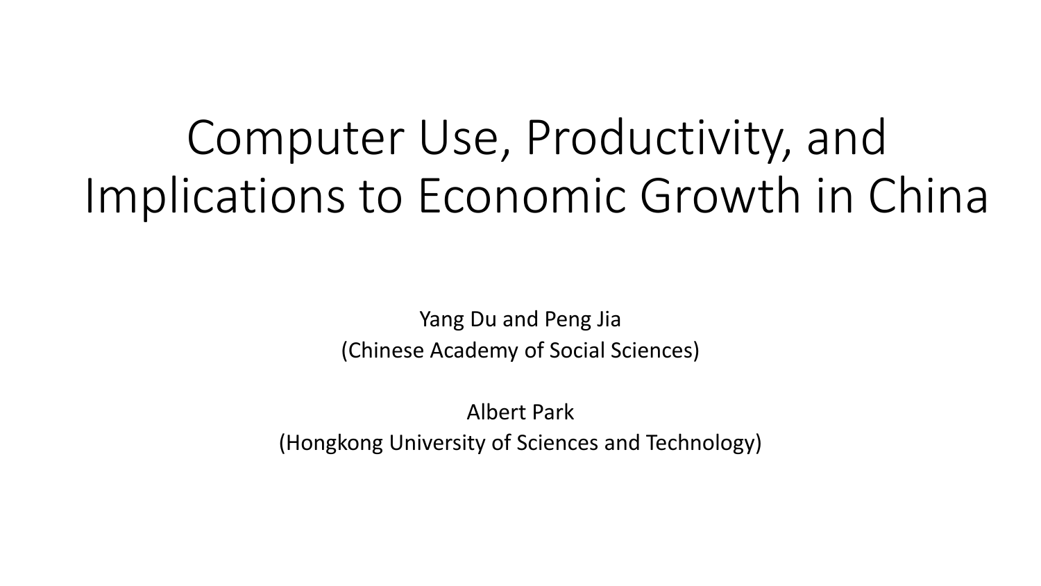# Computer Use, Productivity, and Implications to Economic Growth in China

Yang Du and Peng Jia
(Chinese Academy of Social Sciences)

Albert Park
(Hongkong University of Sciences and Technology)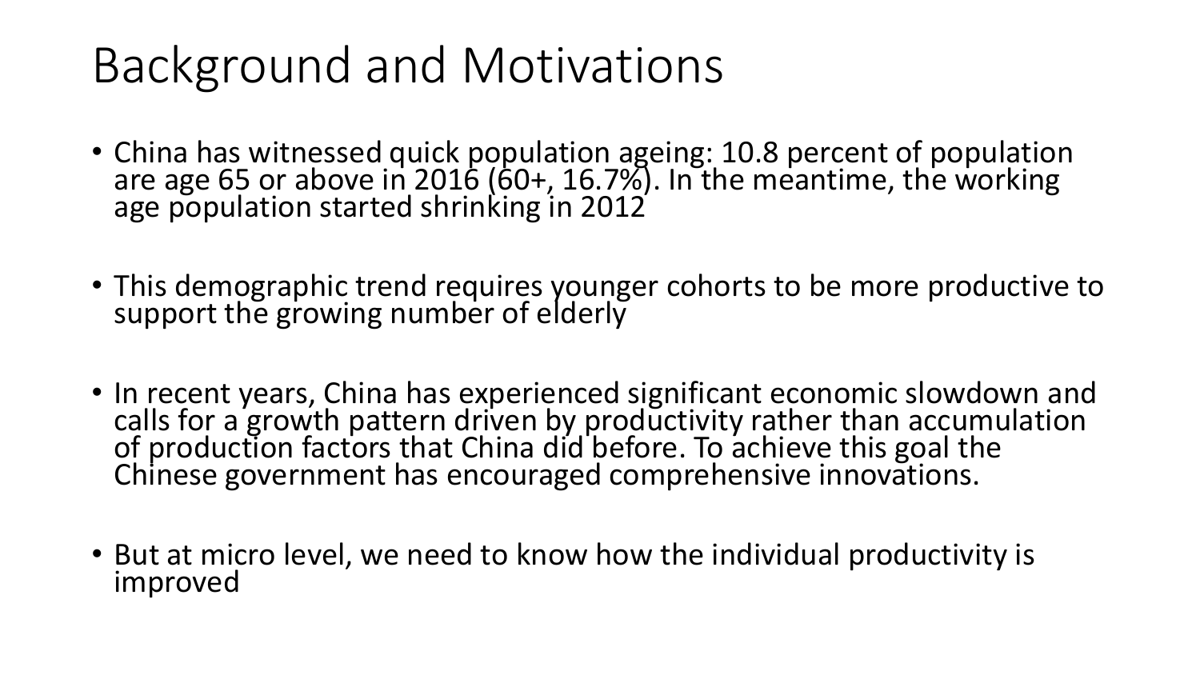# Background and Motivations

- China has witnessed quick population ageing: 10.8 percent of population are age 65 or above in 2016 (60+, 16.7%). In the meantime, the working age population started shrinking in 2012

- This demographic trend requires younger cohorts to be more productive to support the growing number of elderly

- In recent years, China has experienced significant economic slowdown and calls for a growth pattern driven by productivity rather than accumulation of production factors that China did before. To achieve this goal the Chinese government has encouraged comprehensive innovations.

- But at micro level, we need to know how the individual productivity is improved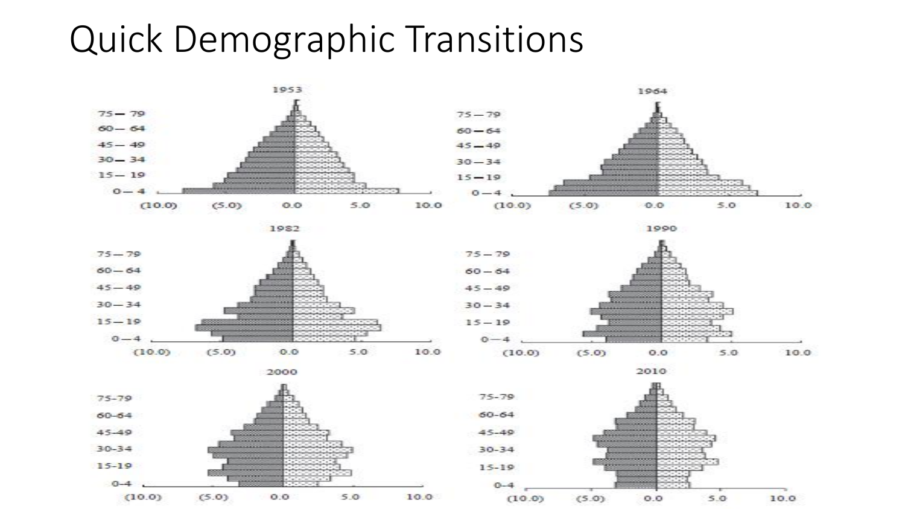# Quick Demographic Transitions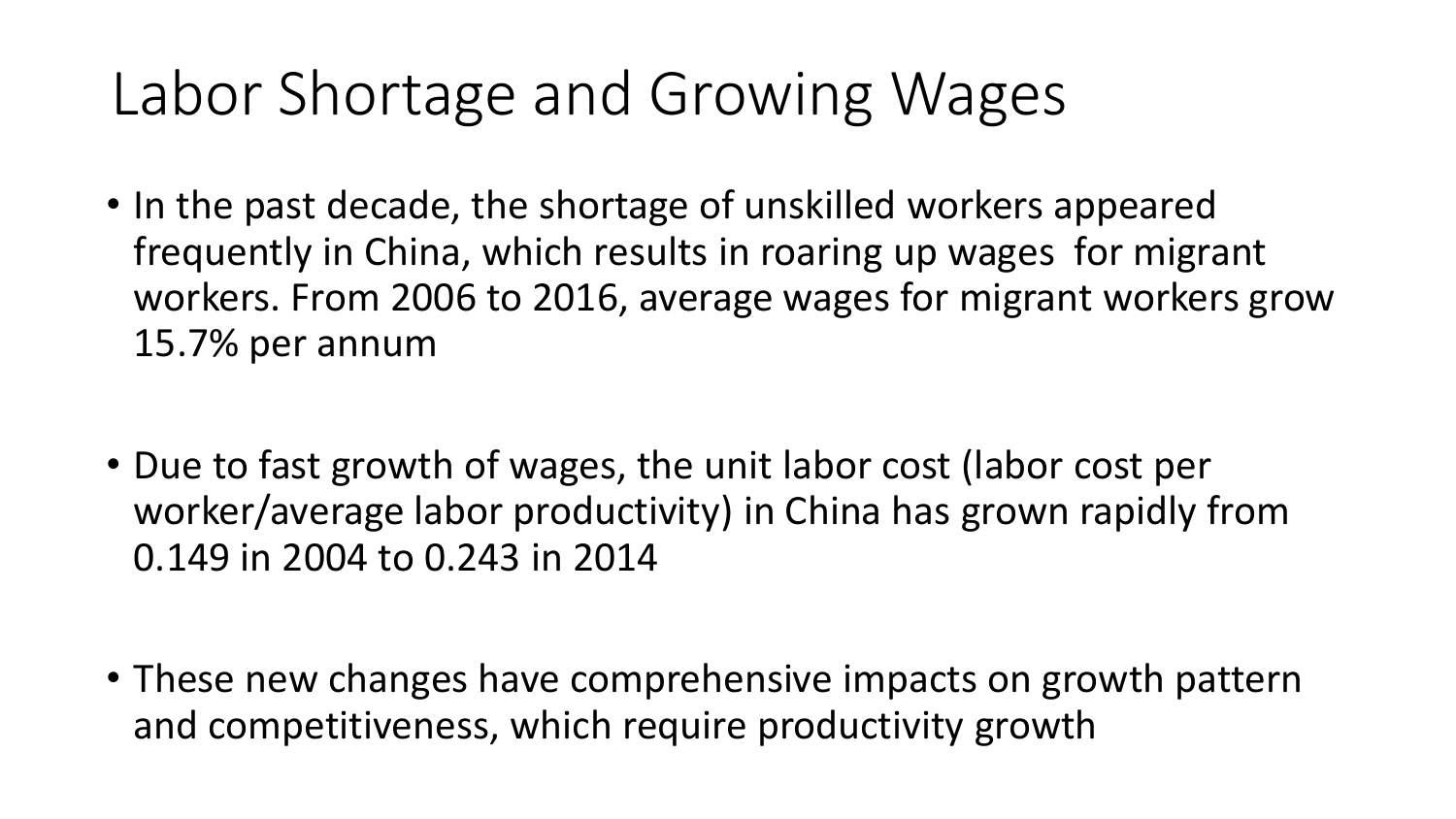# Labor Shortage and Growing Wages

- In the past decade, the shortage of unskilled workers appeared frequently in China, which results in roaring up wages for migrant workers. From 2006 to 2016, average wages for migrant workers grow 15.7% per annum

- Due to fast growth of wages, the unit labor cost (labor cost per worker/average labor productivity) in China has grown rapidly from 0.149 in 2004 to 0.243 in 2014

- These new changes have comprehensive impacts on growth pattern and competitiveness, which require productivity growth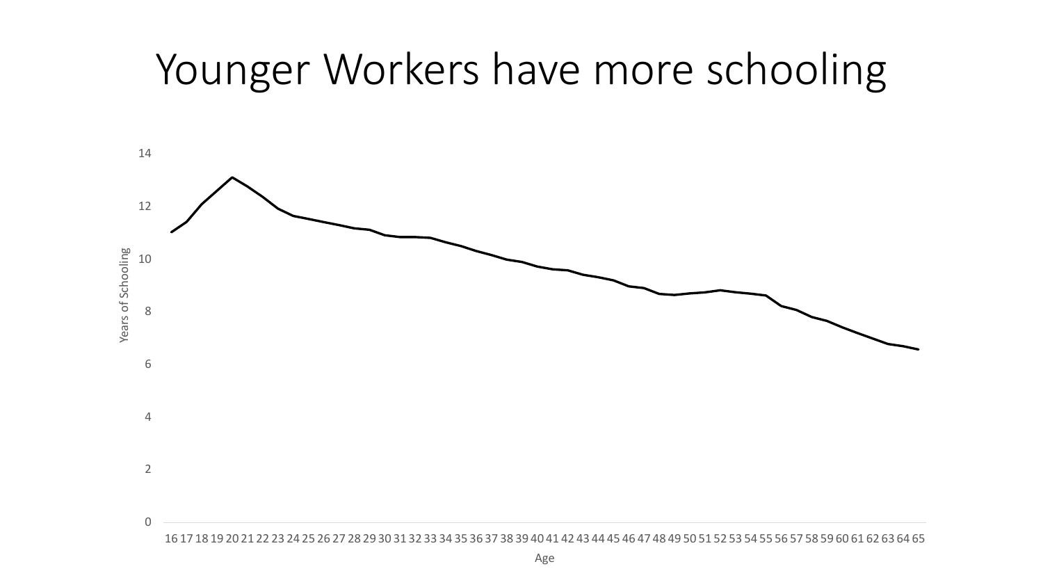# Younger Workers have more schooling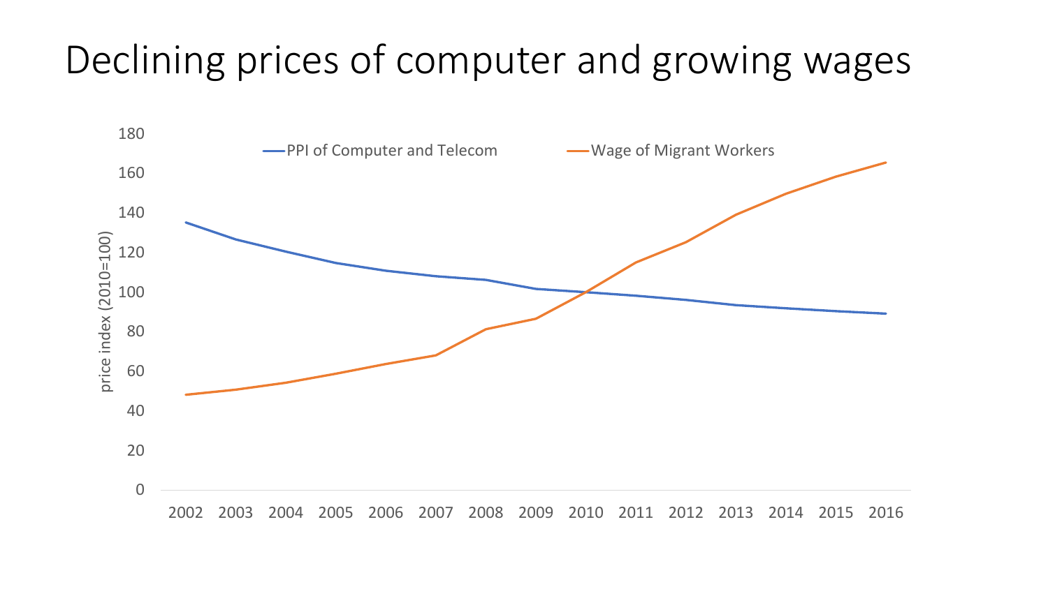# Declining prices of computer and growing wages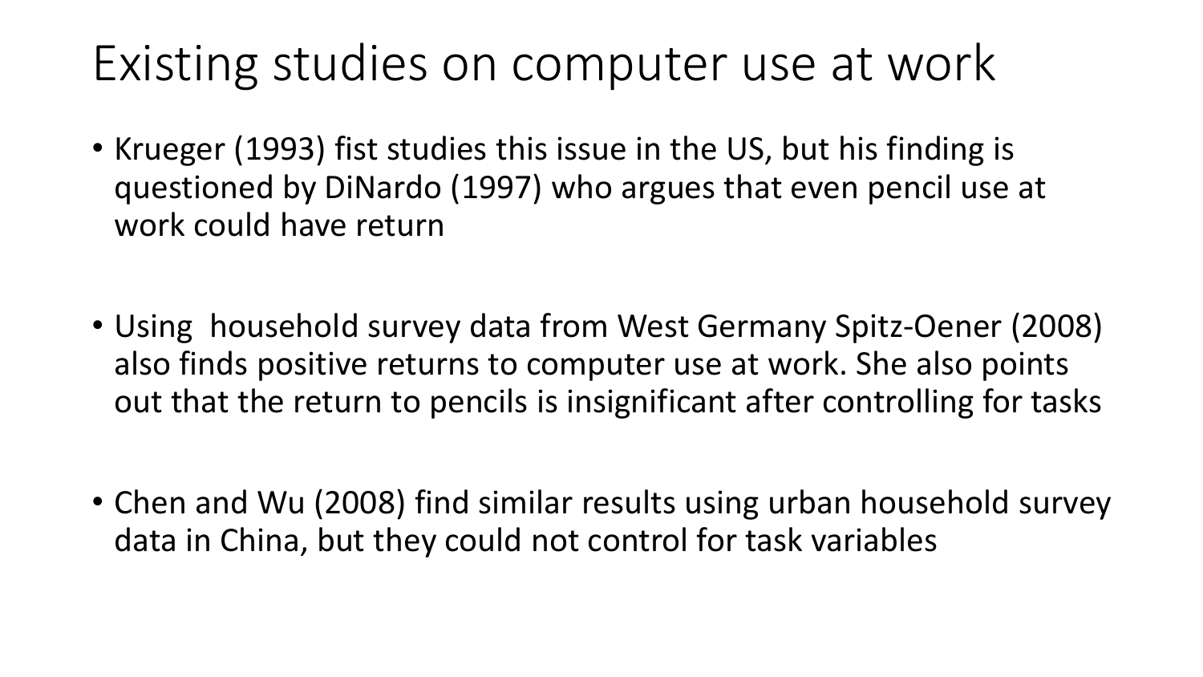# Existing studies on computer use at work

- Krueger (1993) fist studies this issue in the US, but his finding is questioned by DiNardo (1997) who argues that even pencil use at work could have return

- Using household survey data from West Germany Spitz-Oener (2008) also finds positive returns to computer use at work. She also points out that the return to pencils is insignificant after controlling for tasks

- Chen and Wu (2008) find similar results using urban household survey data in China, but they could not control for task variables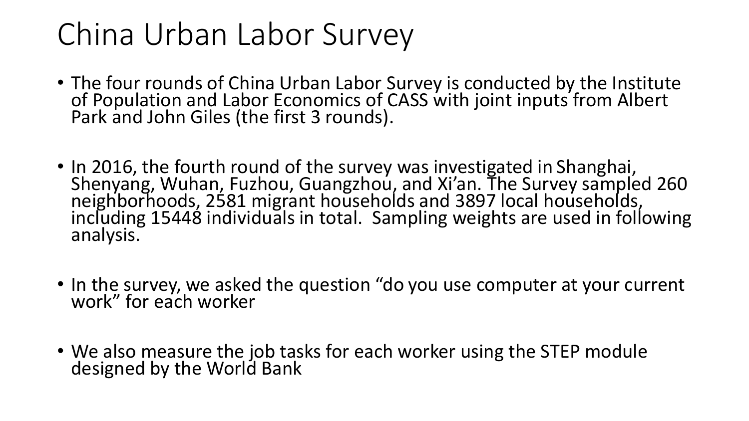# China Urban Labor Survey

- The four rounds of China Urban Labor Survey is conducted by the Institute of Population and Labor Economics of CASS with joint inputs from Albert Park and John Giles (the first 3 rounds).
- In 2016, the fourth round of the survey was investigated in Shanghai, Shenyang, Wuhan, Fuzhou, Guangzhou, and Xi'an. The Survey sampled 260 neighborhoods, 2581 migrant households and 3897 local households, including 15448 individuals in total. Sampling weights are used in following analysis.
- In the survey, we asked the question "do you use computer at your current work" for each worker
- We also measure the job tasks for each worker using the STEP module designed by the World Bank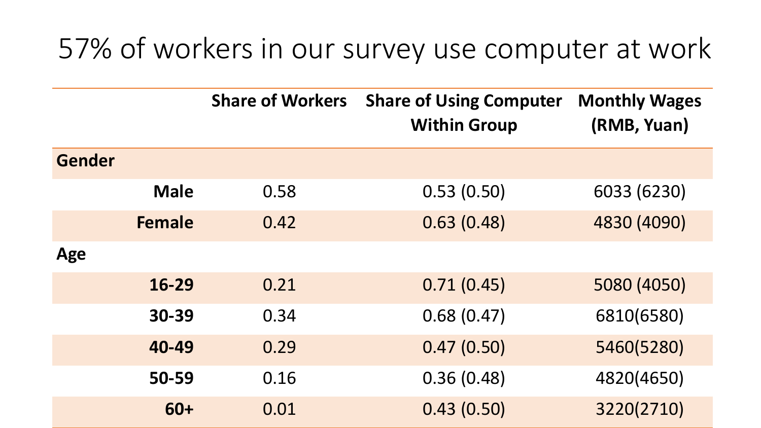# 57% of workers in our survey use computer at work

| | Share of Workers | Share of Using Computer Within Group | Monthly Wages (RMB, Yuan) |
|---|---|---|---|
| **Gender** | | | |
| **Male** | 0.58 | 0.53 (0.50) | 6033 (6230) |
| **Female** | 0.42 | 0.63 (0.48) | 4830 (4090) |
| **Age** | | | |
| **16-29** | 0.21 | 0.71 (0.45) | 5080 (4050) |
| **30-39** | 0.34 | 0.68 (0.47) | 6810(6580) |
| **40-49** | 0.29 | 0.47 (0.50) | 5460(5280) |
| **50-59** | 0.16 | 0.36 (0.48) | 4820(4650) |
| **60+** | 0.01 | 0.43 (0.50) | 3220(2710) |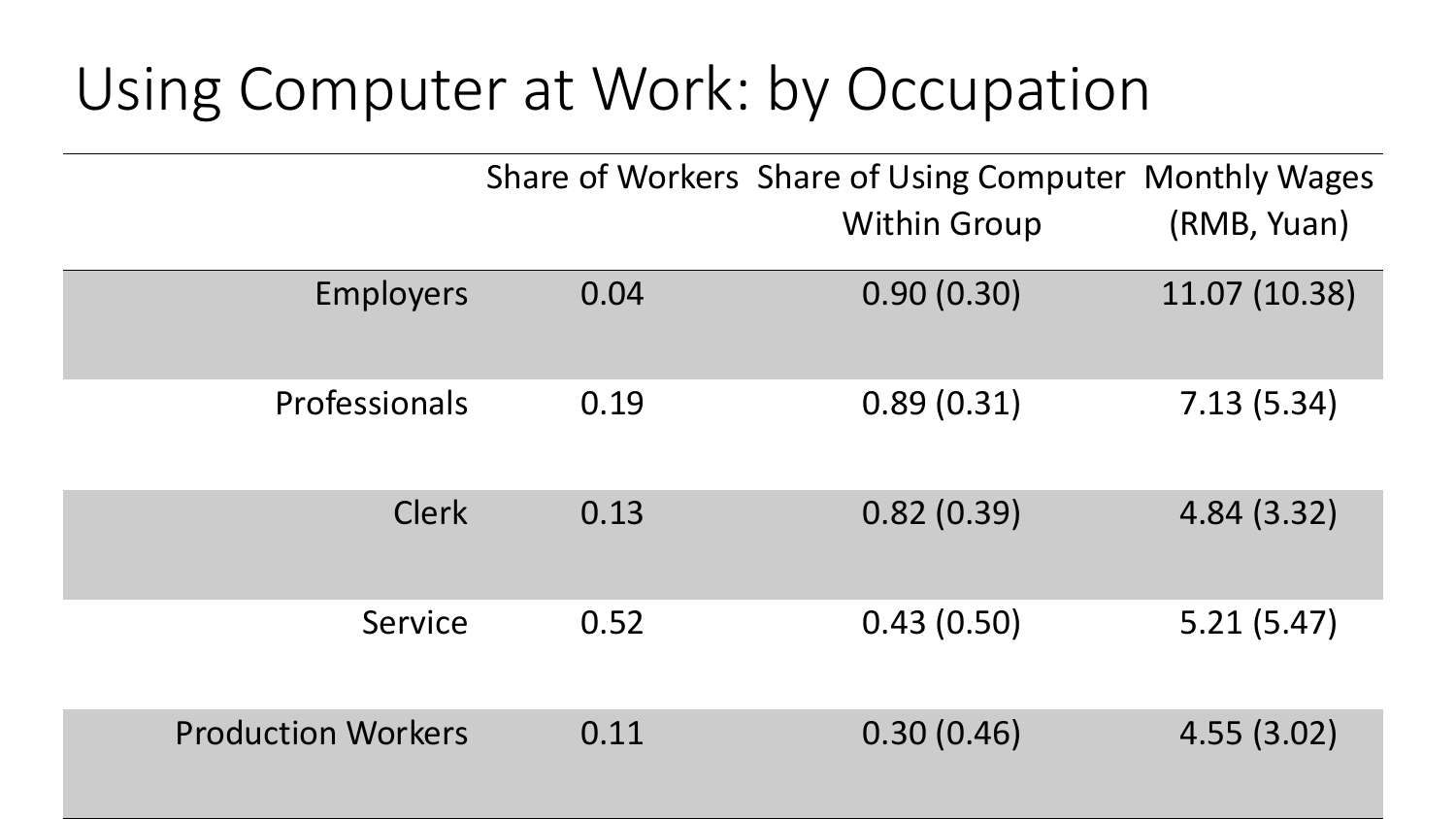# Using Computer at Work: by Occupation

| | Share of Workers | Share of Using Computer Within Group | Monthly Wages (RMB, Yuan) |
|---|---|---|---|
| Employers | 0.04 | 0.90 (0.30) | 11.07 (10.38) |
| Professionals | 0.19 | 0.89 (0.31) | 7.13 (5.34) |
| Clerk | 0.13 | 0.82 (0.39) | 4.84 (3.32) |
| Service | 0.52 | 0.43 (0.50) | 5.21 (5.47) |
| Production Workers | 0.11 | 0.30 (0.46) | 4.55 (3.02) |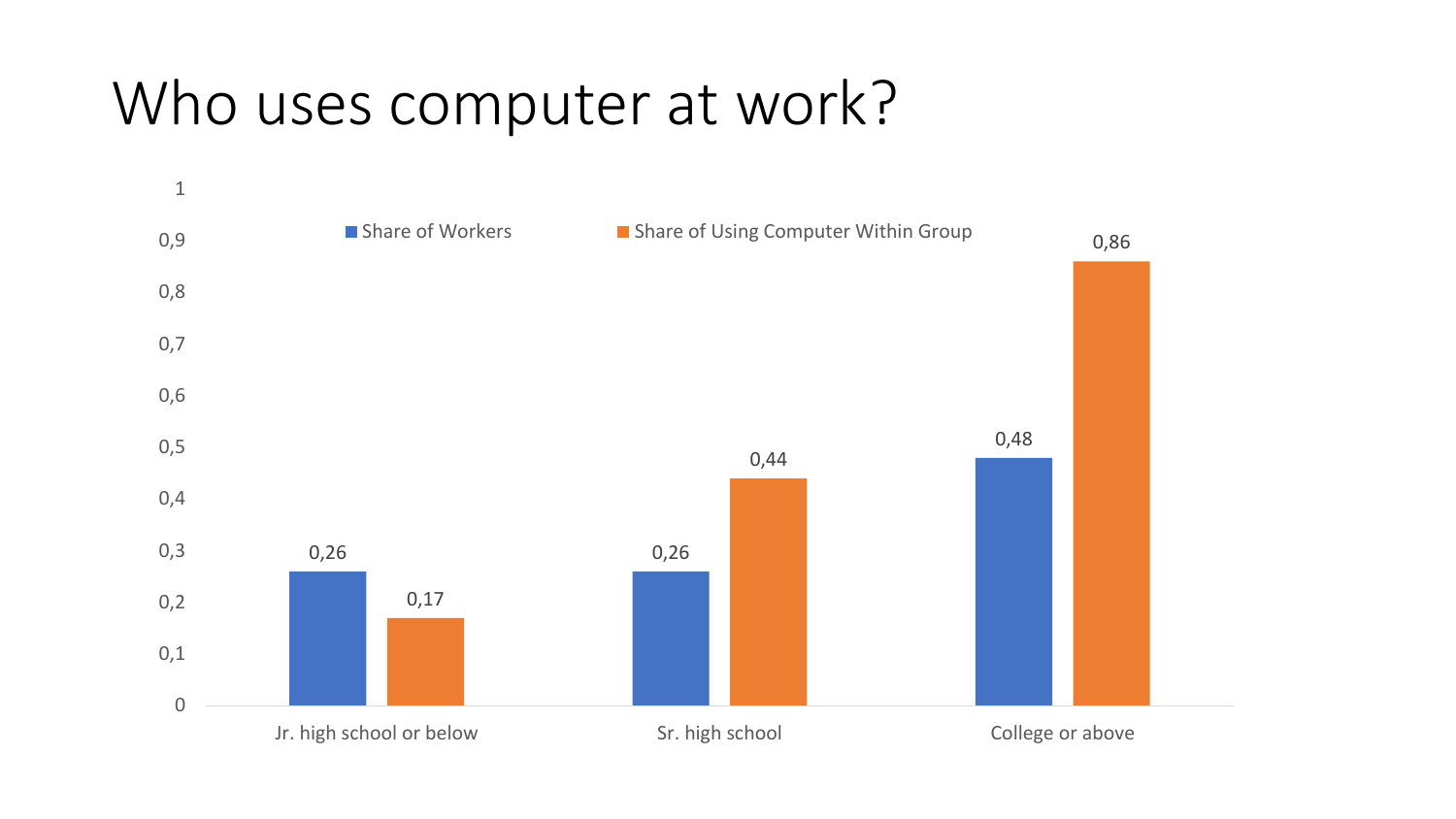# Who uses computer at work?

| | Share of Workers | Share of Using Computer Within Group |
|---|---|---|
| Jr. high school or below | 0,26 | 0,17 |
| Sr. high school | 0,26 | 0,44 |
| College or above | 0,48 | 0,86 |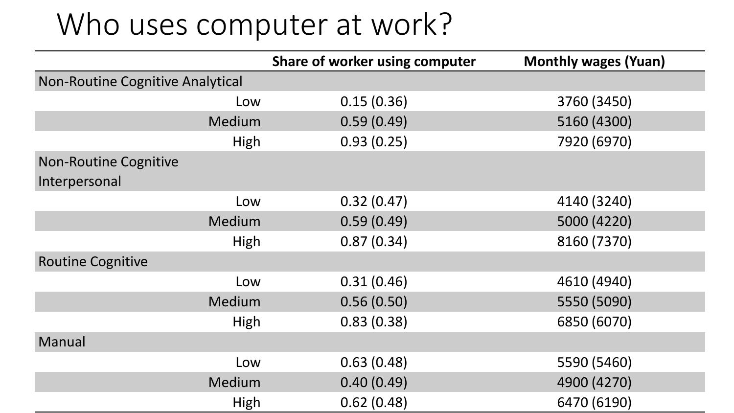# Who uses computer at work?

| | Share of worker using computer | Monthly wages (Yuan) |
|---|---|---|
| Non-Routine Cognitive Analytical | | |
| Low | 0.15 (0.36) | 3760 (3450) |
| Medium | 0.59 (0.49) | 5160 (4300) |
| High | 0.93 (0.25) | 7920 (6970) |
| Non-Routine Cognitive Interpersonal | | |
| Low | 0.32 (0.47) | 4140 (3240) |
| Medium | 0.59 (0.49) | 5000 (4220) |
| High | 0.87 (0.34) | 8160 (7370) |
| Routine Cognitive | | |
| Low | 0.31 (0.46) | 4610 (4940) |
| Medium | 0.56 (0.50) | 5550 (5090) |
| High | 0.83 (0.38) | 6850 (6070) |
| Manual | | |
| Low | 0.63 (0.48) | 5590 (5460) |
| Medium | 0.40 (0.49) | 4900 (4270) |
| High | 0.62 (0.48) | 6470 (6190) |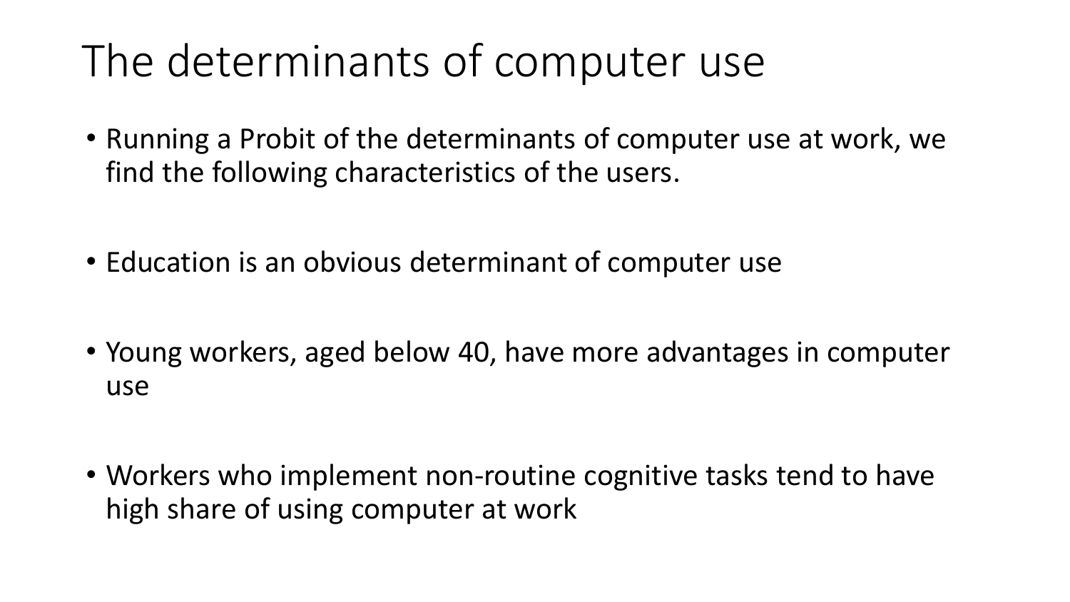# The determinants of computer use

- Running a Probit of the determinants of computer use at work, we find the following characteristics of the users.
- Education is an obvious determinant of computer use
- Young workers, aged below 40, have more advantages in computer use
- Workers who implement non-routine cognitive tasks tend to have high share of using computer at work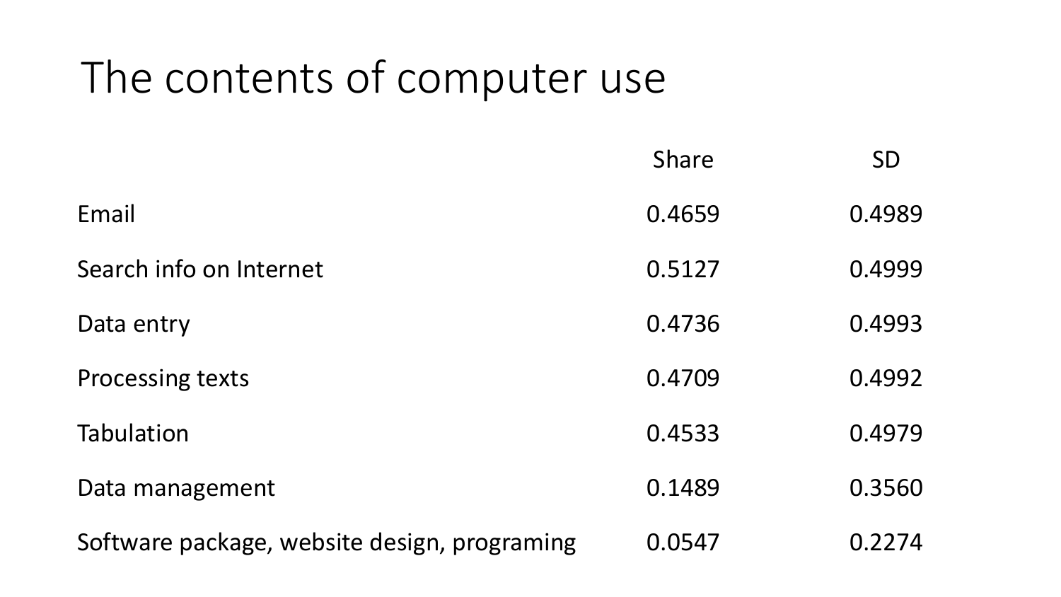# The contents of computer use

| | Share | SD |
|---|---|---|
| Email | 0.4659 | 0.4989 |
| Search info on Internet | 0.5127 | 0.4999 |
| Data entry | 0.4736 | 0.4993 |
| Processing texts | 0.4709 | 0.4992 |
| Tabulation | 0.4533 | 0.4979 |
| Data management | 0.1489 | 0.3560 |
| Software package, website design, programing | 0.0547 | 0.2274 |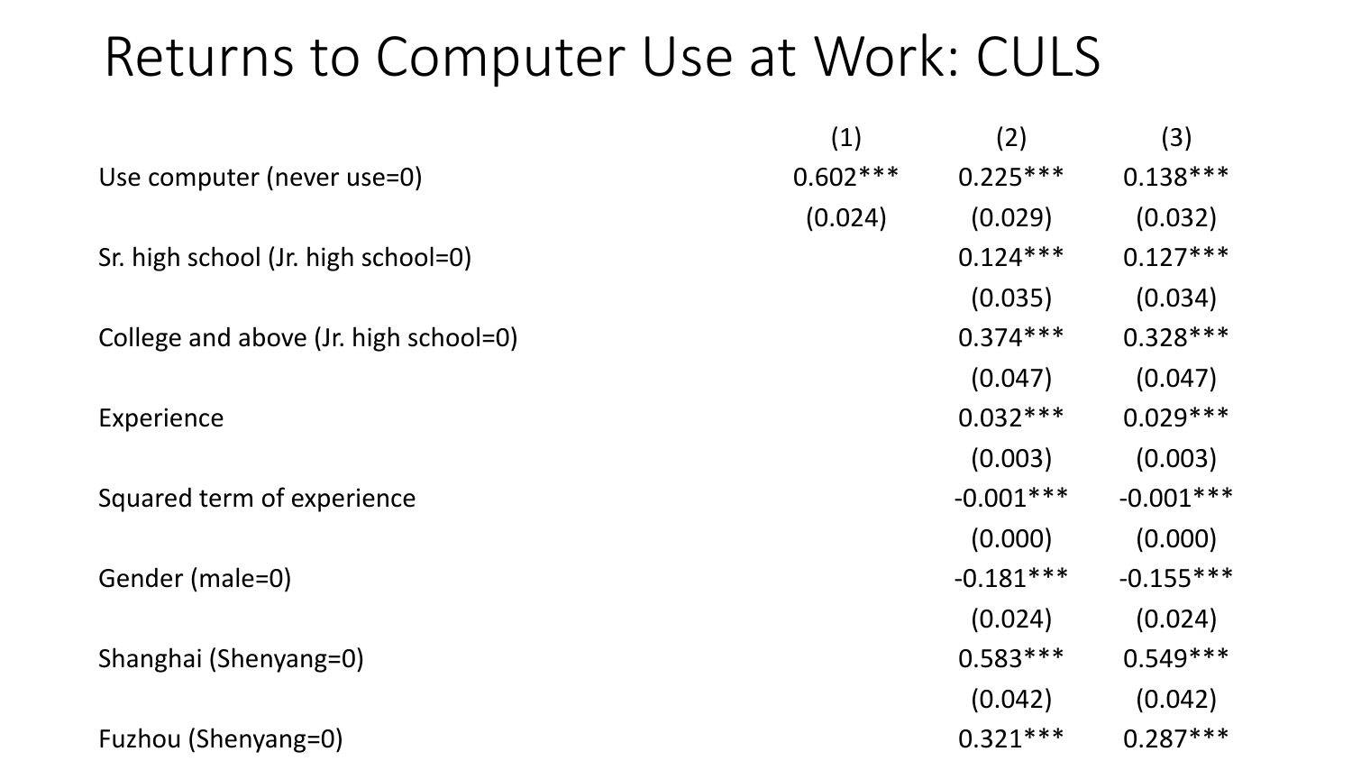# Returns to Computer Use at Work: CULS

| | (1) | (2) | (3) |
|---|---|---|---|
| Use computer (never use=0) | 0.602*** | 0.225*** | 0.138*** |
| | (0.024) | (0.029) | (0.032) |
| Sr. high school (Jr. high school=0) | | 0.124*** | 0.127*** |
| | | (0.035) | (0.034) |
| College and above (Jr. high school=0) | | 0.374*** | 0.328*** |
| | | (0.047) | (0.047) |
| Experience | | 0.032*** | 0.029*** |
| | | (0.003) | (0.003) |
| Squared term of experience | | -0.001*** | -0.001*** |
| | | (0.000) | (0.000) |
| Gender (male=0) | | -0.181*** | -0.155*** |
| | | (0.024) | (0.024) |
| Shanghai (Shenyang=0) | | 0.583*** | 0.549*** |
| | | (0.042) | (0.042) |
| Fuzhou (Shenyang=0) | | 0.321*** | 0.287*** |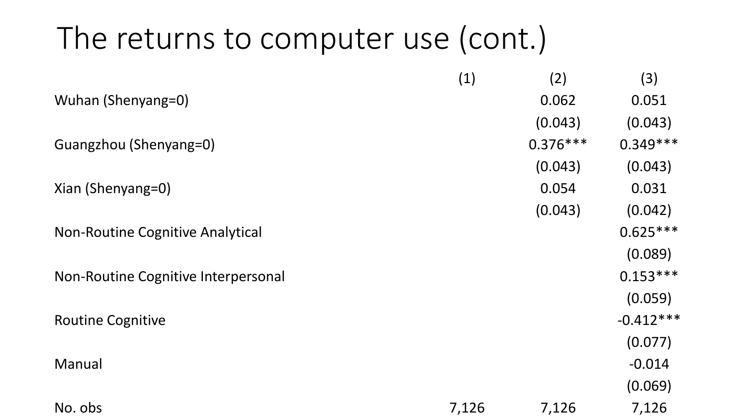# The returns to computer use (cont.)

| | (1) | (2) | (3) |
|---|---|---|---|
| Wuhan (Shenyang=0) | | 0.062 | 0.051 |
| | | (0.043) | (0.043) |
| Guangzhou (Shenyang=0) | | 0.376*** | 0.349*** |
| | | (0.043) | (0.043) |
| Xian (Shenyang=0) | | 0.054 | 0.031 |
| | | (0.043) | (0.042) |
| Non-Routine Cognitive Analytical | | | 0.625*** |
| | | | (0.089) |
| Non-Routine Cognitive Interpersonal | | | 0.153*** |
| | | | (0.059) |
| Routine Cognitive | | | -0.412*** |
| | | | (0.077) |
| Manual | | | -0.014 |
| | | | (0.069) |
| No. obs | 7,126 | 7,126 | 7,126 |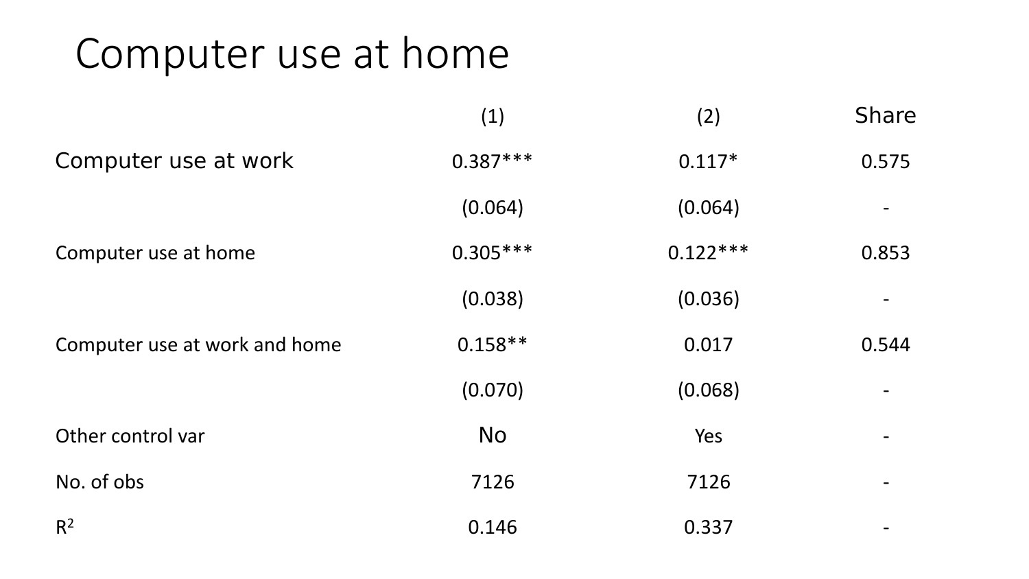# Computer use at home

| | (1) | (2) | Share |
|---|---|---|---|
| Computer use at work | 0.387*** | 0.117* | 0.575 |
| | (0.064) | (0.064) | - |
| Computer use at home | 0.305*** | 0.122*** | 0.853 |
| | (0.038) | (0.036) | - |
| Computer use at work and home | 0.158** | 0.017 | 0.544 |
| | (0.070) | (0.068) | - |
| Other control var | No | Yes | - |
| No. of obs | 7126 | 7126 | - |
| $R^2$ | 0.146 | 0.337 | - |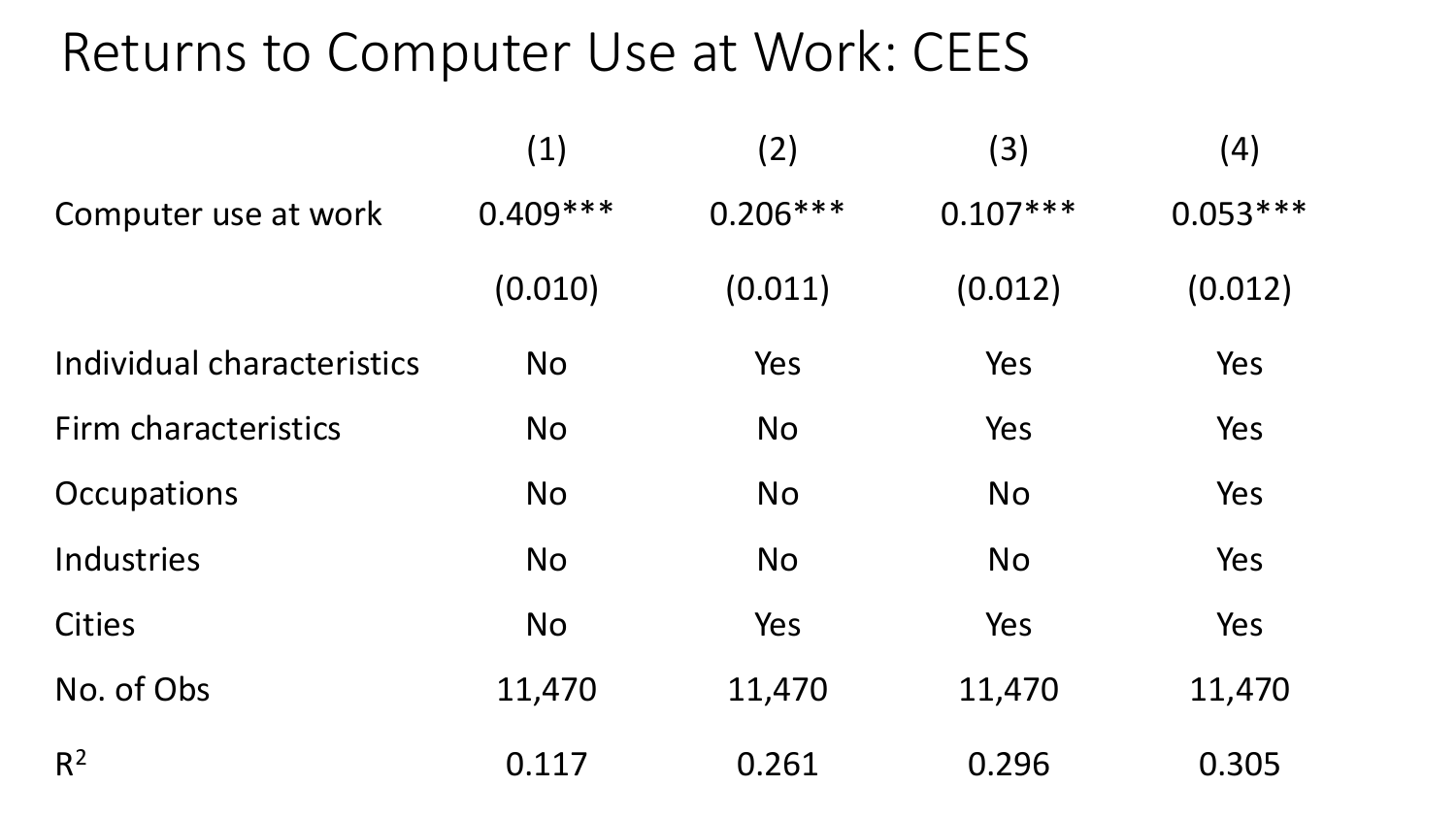# Returns to Computer Use at Work: CEES

| | (1) | (2) | (3) | (4) |
|---|---|---|---|---|
| Computer use at work | 0.409*** | 0.206*** | 0.107*** | 0.053*** |
| | (0.010) | (0.011) | (0.012) | (0.012) |
| Individual characteristics | No | Yes | Yes | Yes |
| Firm characteristics | No | No | Yes | Yes |
| Occupations | No | No | No | Yes |
| Industries | No | No | No | Yes |
| Cities | No | Yes | Yes | Yes |
| No. of Obs | 11,470 | 11,470 | 11,470 | 11,470 |
| $R^2$ | 0.117 | 0.261 | 0.296 | 0.305 |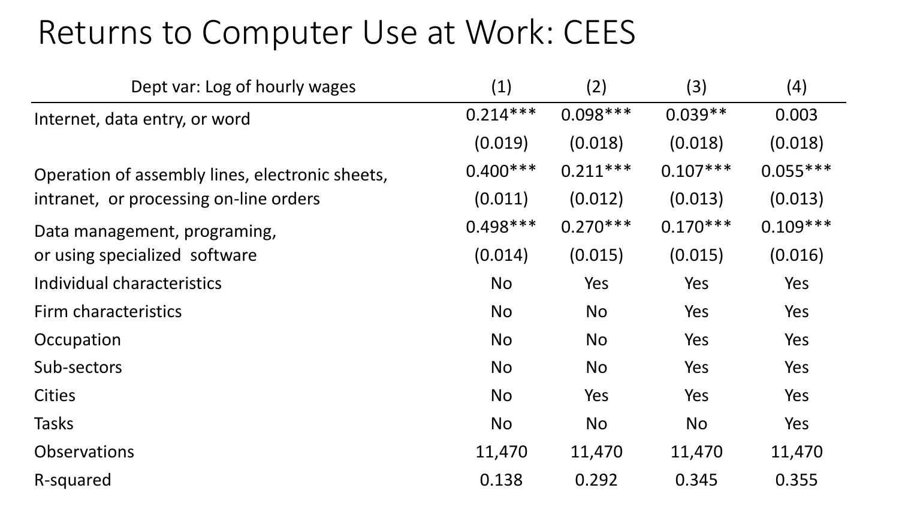# Returns to Computer Use at Work: CEES

| Dept var: Log of hourly wages | (1) | (2) | (3) | (4) |
|---|---|---|---|---|
| Internet, data entry, or word | 0.214*** | 0.098*** | 0.039** | 0.003 |
| | (0.019) | (0.018) | (0.018) | (0.018) |
| Operation of assembly lines, electronic sheets, intranet, or processing on-line orders | 0.400*** | 0.211*** | 0.107*** | 0.055*** |
| | (0.011) | (0.012) | (0.013) | (0.013) |
| Data management, programing, or using specialized software | 0.498*** | 0.270*** | 0.170*** | 0.109*** |
| | (0.014) | (0.015) | (0.015) | (0.016) |
| Individual characteristics | No | Yes | Yes | Yes |
| Firm characteristics | No | No | Yes | Yes |
| Occupation | No | No | Yes | Yes |
| Sub-sectors | No | No | Yes | Yes |
| Cities | No | Yes | Yes | Yes |
| Tasks | No | No | No | Yes |
| Observations | 11,470 | 11,470 | 11,470 | 11,470 |
| R-squared | 0.138 | 0.292 | 0.345 | 0.355 |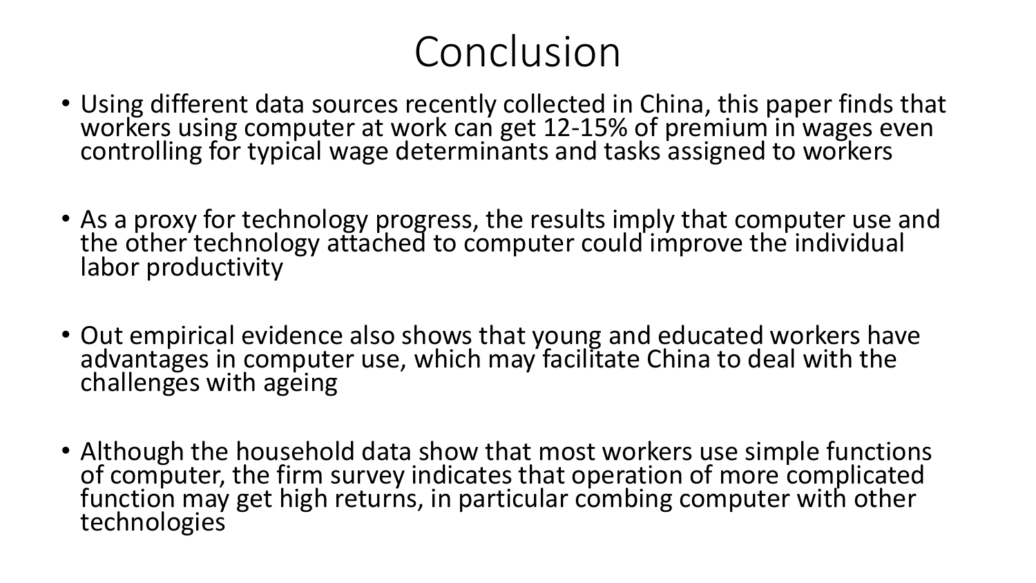# Conclusion

- Using different data sources recently collected in China, this paper finds that workers using computer at work can get 12-15% of premium in wages even controlling for typical wage determinants and tasks assigned to workers

- As a proxy for technology progress, the results imply that computer use and the other technology attached to computer could improve the individual labor productivity

- Out empirical evidence also shows that young and educated workers have advantages in computer use, which may facilitate China to deal with the challenges with ageing

- Although the household data show that most workers use simple functions of computer, the firm survey indicates that operation of more complicated function may get high returns, in particular combing computer with other technologies